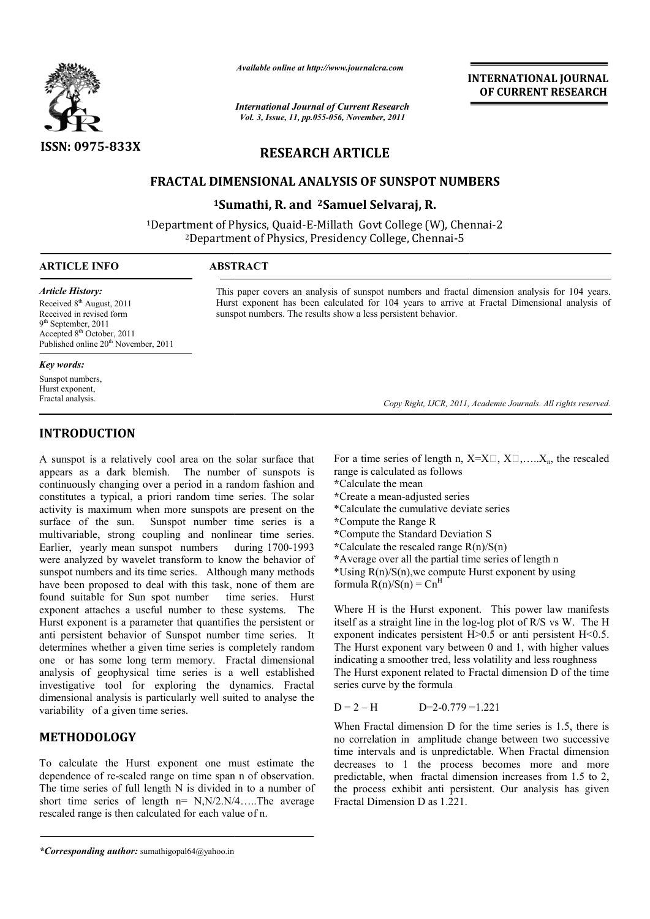*Available online at http://www.journalcra.com*

*International Journal of Current Research*
*Vol. 3, Issue, 11, pp.055-056, November, 2011*

**INTERNATIONAL JOURNAL OF CURRENT RESEARCH**

**ISSN: 0975-833X**

# RESEARCH ARTICLE

## FRACTAL DIMENSIONAL ANALYSIS OF SUNSPOT NUMBERS

**[1]Sumathi, R. and [2]Samuel Selvaraj, R.**

[1]Department of Physics, Quaid-E-Millath Govt College (W), Chennai-2
[2]Department of Physics, Presidency College, Chennai-5

**ARTICLE INFO**

*Article History:*
Received 8th August, 2011
Received in revised form
9th September, 2011
Accepted 8th October, 2011
Published online 20th November, 2011

*Key words:*
Sunspot numbers,
Hurst exponent,
Fractal analysis.

**ABSTRACT**

This paper covers an analysis of sunspot numbers and fractal dimension analysis for 104 years. Hurst exponent has been calculated for 104 years to arrive at Fractal Dimensional analysis of sunspot numbers. The results show a less persistent behavior.

*Copy Right, IJCR, 2011, Academic Journals. All rights reserved.*

## INTRODUCTION

A sunspot is a relatively cool area on the solar surface that appears as a dark blemish. The number of sunspots is continuously changing over a period in a random fashion and constitutes a typical, a priori random time series. The solar activity is maximum when more sunspots are present on the surface of the sun. Sunspot number time series is a multivariable, strong coupling and nonlinear time series. Earlier, yearly mean sunspot numbers during 1700-1993 were analyzed by wavelet transform to know the behavior of sunspot numbers and its time series. Although many methods have been proposed to deal with this task, none of them are found suitable for Sun spot number time series. Hurst exponent attaches a useful number to these systems. The Hurst exponent is a parameter that quantifies the persistent or anti persistent behavior of Sunspot number time series. It determines whether a given time series is completely random one or has some long term memory. Fractal dimensional analysis of geophysical time series is a well established investigative tool for exploring the dynamics. Fractal dimensional analysis is particularly well suited to analyse the variability of a given time series.

## METHODOLOGY

To calculate the Hurst exponent one must estimate the dependence of re-scaled range on time span n of observation. The time series of full length N is divided in to a number of short time series of length n= N,N/2.N/4…..The average rescaled range is then calculated for each value of n.

For a time series of length n, X=X□, X□,…..$X_n$, the rescaled range is calculated as follows

*Calculate the mean
*Create a mean-adjusted series
*Calculate the cumulative deviate series
*Compute the Range R
*Compute the Standard Deviation S
*Calculate the rescaled range R(n)/S(n)
*Average over all the partial time series of length n
*Using R(n)/S(n),we compute Hurst exponent by using formula $R(n)/S(n) = Cn^H$

Where H is the Hurst exponent. This power law manifests itself as a straight line in the log-log plot of R/S vs W. The H exponent indicates persistent H>0.5 or anti persistent H<0.5. The Hurst exponent vary between 0 and 1, with higher values indicating a smoother tred, less volatility and less roughness
The Hurst exponent related to Fractal dimension D of the time series curve by the formula

$D = 2 – H$ $\qquad$ $D=2-0.779 =1.221$

When Fractal dimension D for the time series is 1.5, there is no correlation in amplitude change between two successive time intervals and is unpredictable. When Fractal dimension decreases to 1 the process becomes more and more predictable, when fractal dimension increases from 1.5 to 2, the process exhibit anti persistent. Our analysis has given Fractal Dimension D as 1.221.

***Corresponding author:** sumathigopal64@yahoo.in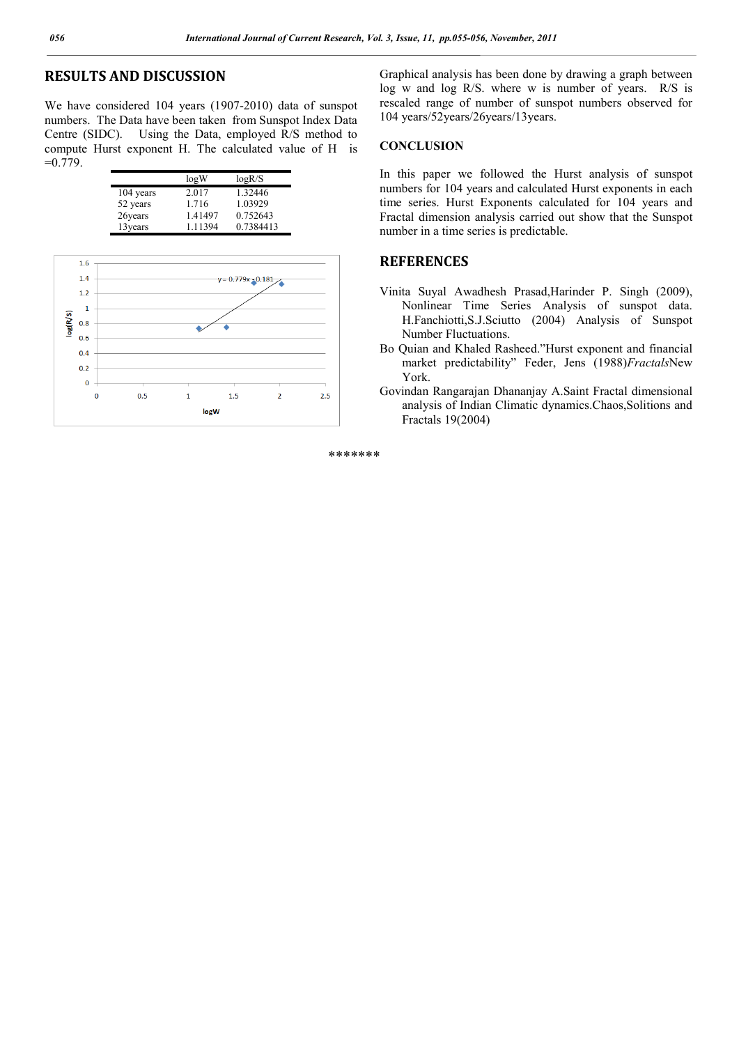## RESULTS AND DISCUSSION

We have considered 104 years (1907-2010) data of sunspot numbers. The Data have been taken from Sunspot Index Data Centre (SIDC). Using the Data, employed R/S method to compute Hurst exponent H. The calculated value of H is =0.779.

| | logW | logR/S |
|---|---|---|
| 104 years | 2.017 | 1.32446 |
| 52 years | 1.716 | 1.03929 |
| 26years | 1.41497 | 0.752643 |
| 13years | 1.11394 | 0.7384413 |

y = 0.779x - 0.181

log(R/S)

logW

0, 0.2, 0.4, 0.6, 0.8, 1, 1.2, 1.4, 1.6

0, 0.5, 1, 1.5, 2, 2.5

Graphical analysis has been done by drawing a graph between log w and log R/S. where w is number of years. R/S is rescaled range of number of sunspot numbers observed for 104 years/52years/26years/13years.

## CONCLUSION

In this paper we followed the Hurst analysis of sunspot numbers for 104 years and calculated Hurst exponents in each time series. Hurst Exponents calculated for 104 years and Fractal dimension analysis carried out show that the Sunspot number in a time series is predictable.

## REFERENCES

Vinita Suyal Awadhesh Prasad,Harinder P. Singh (2009), Nonlinear Time Series Analysis of sunspot data. H.Fanchiotti,S.J.Sciutto (2004) Analysis of Sunspot Number Fluctuations.

Bo Quian and Khaled Rasheed."Hurst exponent and financial market predictability" Feder, Jens (1988)*Fractals*New York.

Govindan Rangarajan Dhananjay A.Saint Fractal dimensional analysis of Indian Climatic dynamics.Chaos,Solitions and Fractals 19(2004)

*******